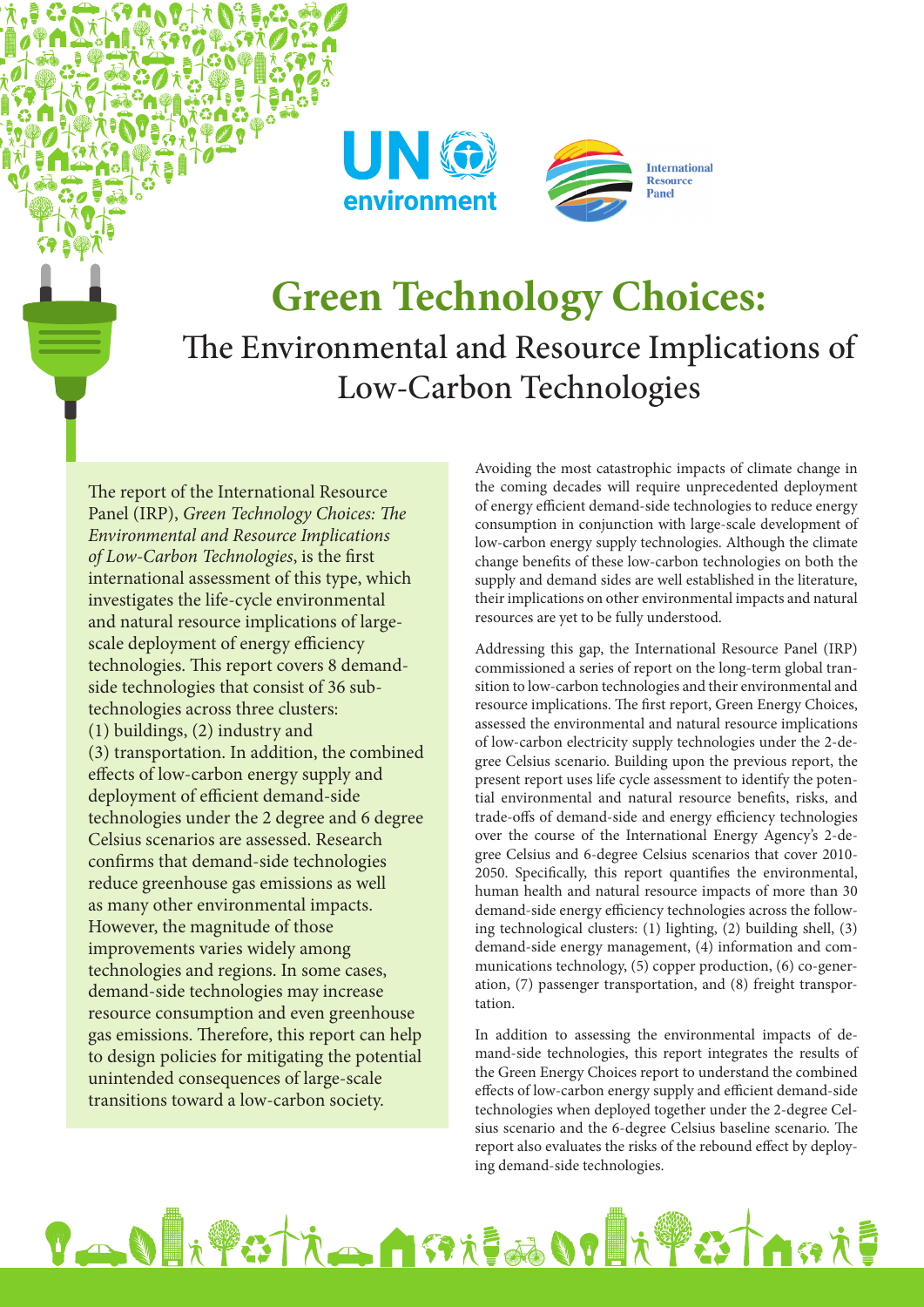UN environment

International Resource Panel

# Green Technology Choices:

## The Environmental and Resource Implications of Low-Carbon Technologies

The report of the International Resource Panel (IRP), *Green Technology Choices: The Environmental and Resource Implications of Low-Carbon Technologies*, is the first international assessment of this type, which investigates the life-cycle environmental and natural resource implications of large-scale deployment of energy efficiency technologies. This report covers 8 demand-side technologies that consist of 36 sub-technologies across three clusters: (1) buildings, (2) industry and (3) transportation. In addition, the combined effects of low-carbon energy supply and deployment of efficient demand-side technologies under the 2 degree and 6 degree Celsius scenarios are assessed. Research confirms that demand-side technologies reduce greenhouse gas emissions as well as many other environmental impacts. However, the magnitude of those improvements varies widely among technologies and regions. In some cases, demand-side technologies may increase resource consumption and even greenhouse gas emissions. Therefore, this report can help to design policies for mitigating the potential unintended consequences of large-scale transitions toward a low-carbon society.

Avoiding the most catastrophic impacts of climate change in the coming decades will require unprecedented deployment of energy efficient demand-side technologies to reduce energy consumption in conjunction with large-scale development of low-carbon energy supply technologies. Although the climate change benefits of these low-carbon technologies on both the supply and demand sides are well established in the literature, their implications on other environmental impacts and natural resources are yet to be fully understood.

Addressing this gap, the International Resource Panel (IRP) commissioned a series of report on the long-term global transition to low-carbon technologies and their environmental and resource implications. The first report, Green Energy Choices, assessed the environmental and natural resource implications of low-carbon electricity supply technologies under the 2-degree Celsius scenario. Building upon the previous report, the present report uses life cycle assessment to identify the potential environmental and natural resource benefits, risks, and trade-offs of demand-side and energy efficiency technologies over the course of the International Energy Agency's 2-degree Celsius and 6-degree Celsius scenarios that cover 2010-2050. Specifically, this report quantifies the environmental, human health and natural resource impacts of more than 30 demand-side energy efficiency technologies across the following technological clusters: (1) lighting, (2) building shell, (3) demand-side energy management, (4) information and communications technology, (5) copper production, (6) co-generation, (7) passenger transportation, and (8) freight transportation.

In addition to assessing the environmental impacts of demand-side technologies, this report integrates the results of the Green Energy Choices report to understand the combined effects of low-carbon energy supply and efficient demand-side technologies when deployed together under the 2-degree Celsius scenario and the 6-degree Celsius baseline scenario. The report also evaluates the risks of the rebound effect by deploying demand-side technologies.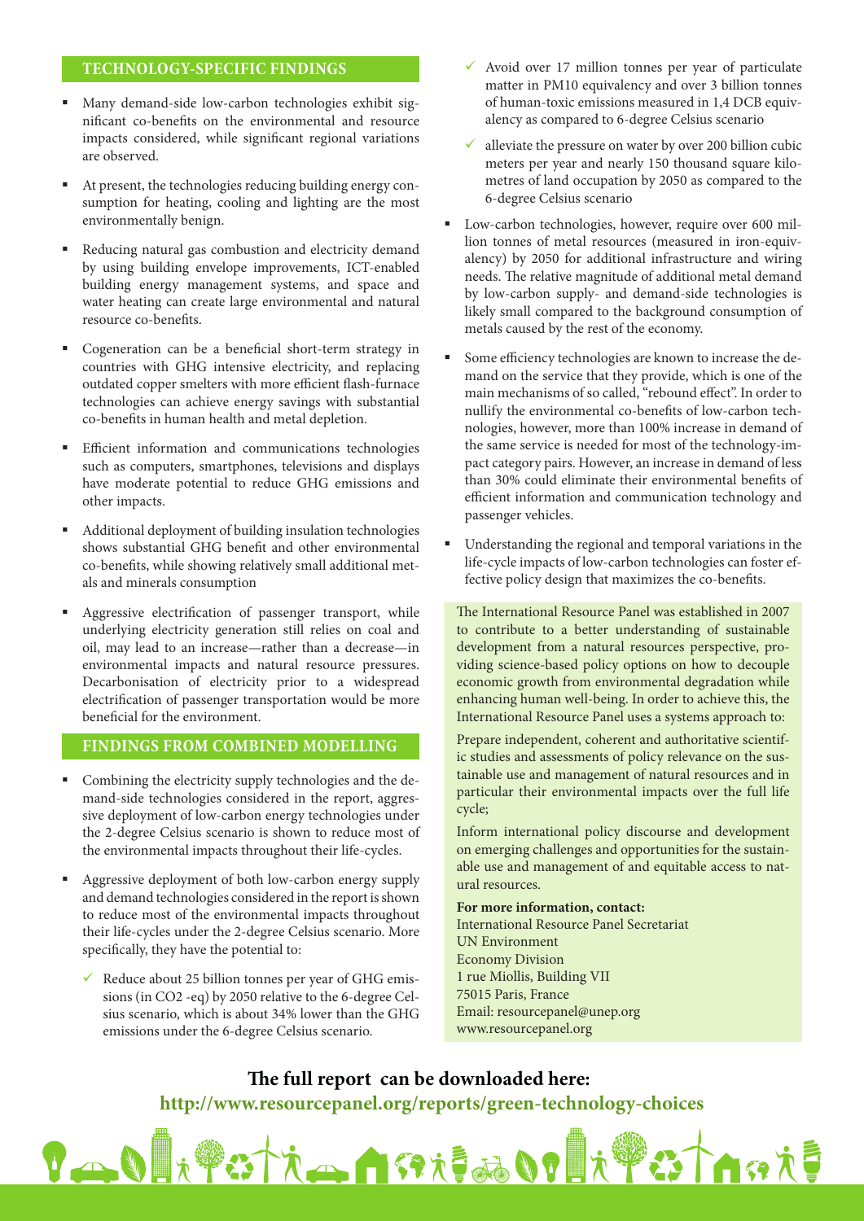## TECHNOLOGY-SPECIFIC FINDINGS

- Many demand-side low-carbon technologies exhibit significant co-benefits on the environmental and resource impacts considered, while significant regional variations are observed.
- At present, the technologies reducing building energy consumption for heating, cooling and lighting are the most environmentally benign.
- Reducing natural gas combustion and electricity demand by using building envelope improvements, ICT-enabled building energy management systems, and space and water heating can create large environmental and natural resource co-benefits.
- Cogeneration can be a beneficial short-term strategy in countries with GHG intensive electricity, and replacing outdated copper smelters with more efficient flash-furnace technologies can achieve energy savings with substantial co-benefits in human health and metal depletion.
- Efficient information and communications technologies such as computers, smartphones, televisions and displays have moderate potential to reduce GHG emissions and other impacts.
- Additional deployment of building insulation technologies shows substantial GHG benefit and other environmental co-benefits, while showing relatively small additional metals and minerals consumption
- Aggressive electrification of passenger transport, while underlying electricity generation still relies on coal and oil, may lead to an increase—rather than a decrease—in environmental impacts and natural resource pressures. Decarbonisation of electricity prior to a widespread electrification of passenger transportation would be more beneficial for the environment.

## FINDINGS FROM COMBINED MODELLING

- Combining the electricity supply technologies and the demand-side technologies considered in the report, aggressive deployment of low-carbon energy technologies under the 2-degree Celsius scenario is shown to reduce most of the environmental impacts throughout their life-cycles.
- Aggressive deployment of both low-carbon energy supply and demand technologies considered in the report is shown to reduce most of the environmental impacts throughout their life-cycles under the 2-degree Celsius scenario. More specifically, they have the potential to:
  - ✓ Reduce about 25 billion tonnes per year of GHG emissions (in $CO_2$ -eq) by 2050 relative to the 6-degree Celsius scenario, which is about 34% lower than the GHG emissions under the 6-degree Celsius scenario.
  - ✓ Avoid over 17 million tonnes per year of particulate matter in PM10 equivalency and over 3 billion tonnes of human-toxic emissions measured in 1,4 DCB equivalency as compared to 6-degree Celsius scenario
  - ✓ alleviate the pressure on water by over 200 billion cubic meters per year and nearly 150 thousand square kilometres of land occupation by 2050 as compared to the 6-degree Celsius scenario
- Low-carbon technologies, however, require over 600 million tonnes of metal resources (measured in iron-equivalency) by 2050 for additional infrastructure and wiring needs. The relative magnitude of additional metal demand by low-carbon supply- and demand-side technologies is likely small compared to the background consumption of metals caused by the rest of the economy.
- Some efficiency technologies are known to increase the demand on the service that they provide, which is one of the main mechanisms of so called, "rebound effect". In order to nullify the environmental co-benefits of low-carbon technologies, however, more than 100% increase in demand of the same service is needed for most of the technology-impact category pairs. However, an increase in demand of less than 30% could eliminate their environmental benefits of efficient information and communication technology and passenger vehicles.
- Understanding the regional and temporal variations in the life-cycle impacts of low-carbon technologies can foster effective policy design that maximizes the co-benefits.

The International Resource Panel was established in 2007 to contribute to a better understanding of sustainable development from a natural resources perspective, providing science-based policy options on how to decouple economic growth from environmental degradation while enhancing human well-being. In order to achieve this, the International Resource Panel uses a systems approach to:

Prepare independent, coherent and authoritative scientific studies and assessments of policy relevance on the sustainable use and management of natural resources and in particular their environmental impacts over the full life cycle;

Inform international policy discourse and development on emerging challenges and opportunities for the sustainable use and management of and equitable access to natural resources.

**For more information, contact:**
International Resource Panel Secretariat
UN Environment
Economy Division
1 rue Miollis, Building VII
75015 Paris, France
Email: resourcepanel@unep.org
www.resourcepanel.org

**The full report can be downloaded here:**
**http://www.resourcepanel.org/reports/green-technology-choices**